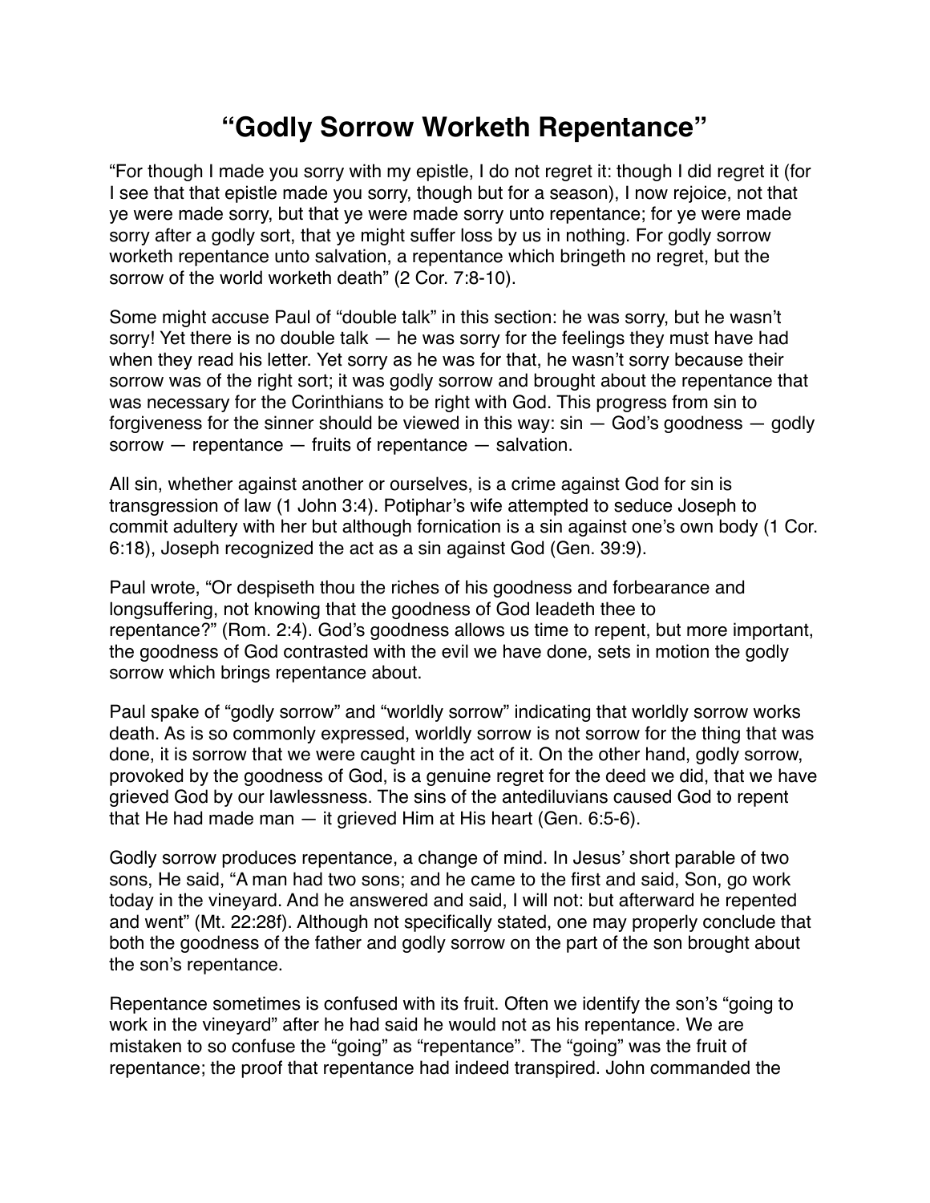# “Godly Sorrow Worketh Repentance”

“For though I made you sorry with my epistle, I do not regret it: though I did regret it (for I see that that epistle made you sorry, though but for a season), I now rejoice, not that ye were made sorry, but that ye were made sorry unto repentance; for ye were made sorry after a godly sort, that ye might suffer loss by us in nothing. For godly sorrow worketh repentance unto salvation, a repentance which bringeth no regret, but the sorrow of the world worketh death” (2 Cor. 7:8-10).

Some might accuse Paul of “double talk” in this section: he was sorry, but he wasn’t sorry! Yet there is no double talk — he was sorry for the feelings they must have had when they read his letter. Yet sorry as he was for that, he wasn’t sorry because their sorrow was of the right sort; it was godly sorrow and brought about the repentance that was necessary for the Corinthians to be right with God. This progress from sin to forgiveness for the sinner should be viewed in this way: sin — God’s goodness — godly sorrow — repentance — fruits of repentance — salvation.

All sin, whether against another or ourselves, is a crime against God for sin is transgression of law (1 John 3:4). Potiphar’s wife attempted to seduce Joseph to commit adultery with her but although fornication is a sin against one’s own body (1 Cor. 6:18), Joseph recognized the act as a sin against God (Gen. 39:9).

Paul wrote, “Or despiseth thou the riches of his goodness and forbearance and longsuffering, not knowing that the goodness of God leadeth thee to repentance?” (Rom. 2:4). God’s goodness allows us time to repent, but more important, the goodness of God contrasted with the evil we have done, sets in motion the godly sorrow which brings repentance about.

Paul spake of “godly sorrow” and “worldly sorrow” indicating that worldly sorrow works death. As is so commonly expressed, worldly sorrow is not sorrow for the thing that was done, it is sorrow that we were caught in the act of it. On the other hand, godly sorrow, provoked by the goodness of God, is a genuine regret for the deed we did, that we have grieved God by our lawlessness. The sins of the antediluvians caused God to repent that He had made man — it grieved Him at His heart (Gen. 6:5-6).

Godly sorrow produces repentance, a change of mind. In Jesus’ short parable of two sons, He said, “A man had two sons; and he came to the first and said, Son, go work today in the vineyard. And he answered and said, I will not: but afterward he repented and went” (Mt. 22:28f). Although not specifically stated, one may properly conclude that both the goodness of the father and godly sorrow on the part of the son brought about the son’s repentance.

Repentance sometimes is confused with its fruit. Often we identify the son’s “going to work in the vineyard” after he had said he would not as his repentance. We are mistaken to so confuse the “going” as “repentance”. The “going” was the fruit of repentance; the proof that repentance had indeed transpired. John commanded the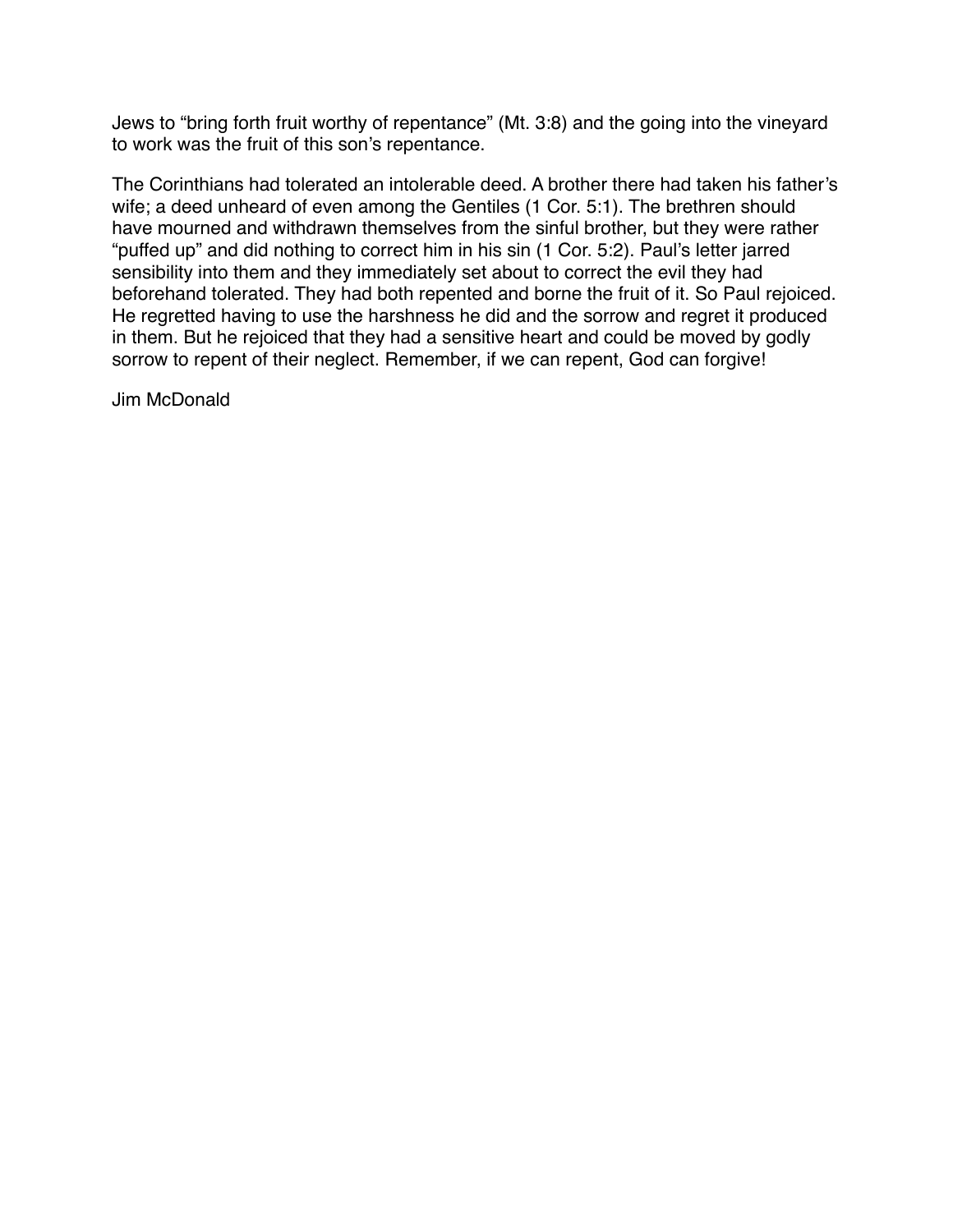Jews to “bring forth fruit worthy of repentance” (Mt. 3:8) and the going into the vineyard to work was the fruit of this son’s repentance.

The Corinthians had tolerated an intolerable deed. A brother there had taken his father’s wife; a deed unheard of even among the Gentiles (1 Cor. 5:1). The brethren should have mourned and withdrawn themselves from the sinful brother, but they were rather “puffed up” and did nothing to correct him in his sin (1 Cor. 5:2). Paul’s letter jarred sensibility into them and they immediately set about to correct the evil they had beforehand tolerated. They had both repented and borne the fruit of it. So Paul rejoiced. He regretted having to use the harshness he did and the sorrow and regret it produced in them. But he rejoiced that they had a sensitive heart and could be moved by godly sorrow to repent of their neglect. Remember, if we can repent, God can forgive!

Jim McDonald